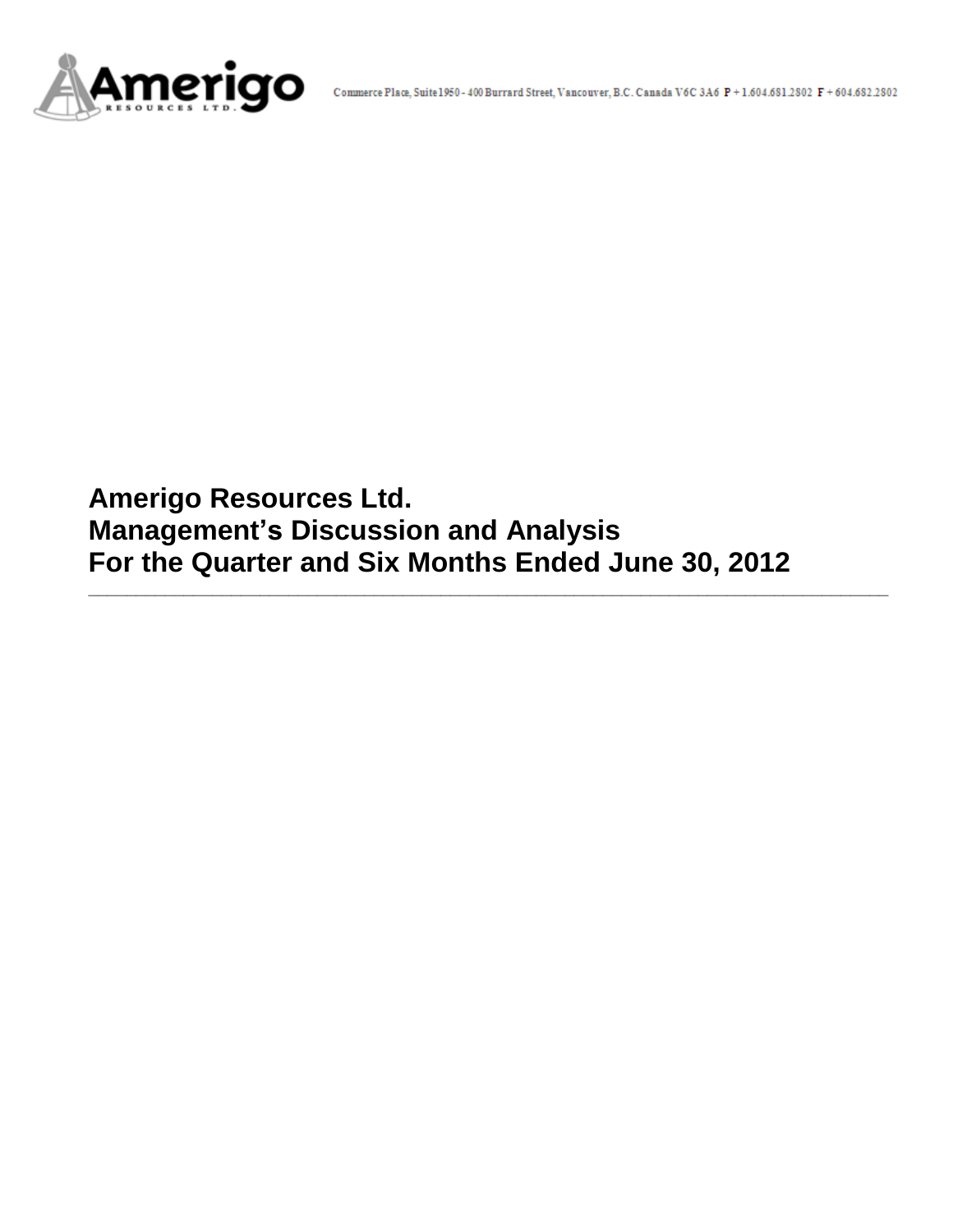Commerce Place, Suite 1950 - 400 Burrard Street, Vancouver, B.C. Canada V6C 3A6 P + 1.604.681.2802 F + 604.682.2802

# Amerigo Resources Ltd.
# Management's Discussion and Analysis
# For the Quarter and Six Months Ended June 30, 2012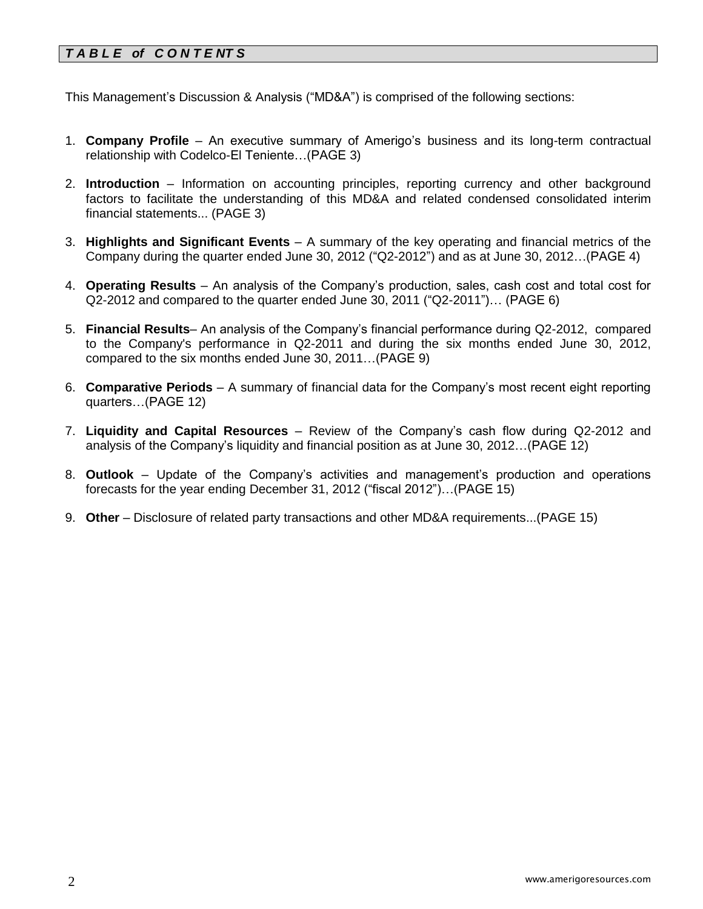# *T A B L E of C O N T E NT S*

This Management's Discussion & Analysis ("MD&A") is comprised of the following sections:

1. **Company Profile** – An executive summary of Amerigo's business and its long-term contractual relationship with Codelco-El Teniente…(PAGE 3)

2. **Introduction** – Information on accounting principles, reporting currency and other background factors to facilitate the understanding of this MD&A and related condensed consolidated interim financial statements... (PAGE 3)

3. **Highlights and Significant Events** – A summary of the key operating and financial metrics of the Company during the quarter ended June 30, 2012 ("Q2-2012") and as at June 30, 2012…(PAGE 4)

4. **Operating Results** – An analysis of the Company's production, sales, cash cost and total cost for Q2-2012 and compared to the quarter ended June 30, 2011 ("Q2-2011")… (PAGE 6)

5. **Financial Results**– An analysis of the Company's financial performance during Q2-2012, compared to the Company's performance in Q2-2011 and during the six months ended June 30, 2012, compared to the six months ended June 30, 2011…(PAGE 9)

6. **Comparative Periods** – A summary of financial data for the Company's most recent eight reporting quarters…(PAGE 12)

7. **Liquidity and Capital Resources** – Review of the Company's cash flow during Q2-2012 and analysis of the Company's liquidity and financial position as at June 30, 2012…(PAGE 12)

8. **Outlook** – Update of the Company's activities and management's production and operations forecasts for the year ending December 31, 2012 ("fiscal 2012")…(PAGE 15)

9. **Other** – Disclosure of related party transactions and other MD&A requirements...(PAGE 15)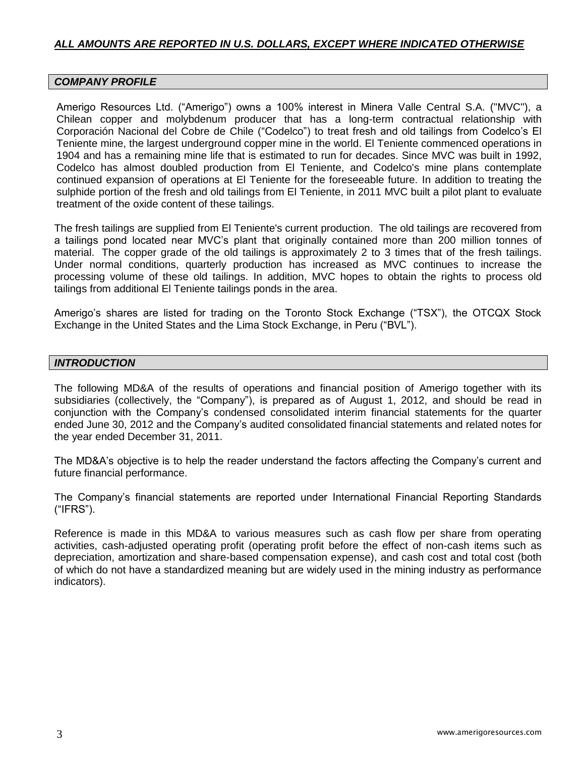***ALL AMOUNTS ARE REPORTED IN U.S. DOLLARS, EXCEPT WHERE INDICATED OTHERWISE***

## *COMPANY PROFILE*

Amerigo Resources Ltd. ("Amerigo") owns a 100% interest in Minera Valle Central S.A. ("MVC"), a Chilean copper and molybdenum producer that has a long-term contractual relationship with Corporación Nacional del Cobre de Chile ("Codelco") to treat fresh and old tailings from Codelco's El Teniente mine, the largest underground copper mine in the world. El Teniente commenced operations in 1904 and has a remaining mine life that is estimated to run for decades. Since MVC was built in 1992, Codelco has almost doubled production from El Teniente, and Codelco's mine plans contemplate continued expansion of operations at El Teniente for the foreseeable future. In addition to treating the sulphide portion of the fresh and old tailings from El Teniente, in 2011 MVC built a pilot plant to evaluate treatment of the oxide content of these tailings.

The fresh tailings are supplied from El Teniente's current production. The old tailings are recovered from a tailings pond located near MVC's plant that originally contained more than 200 million tonnes of material. The copper grade of the old tailings is approximately 2 to 3 times that of the fresh tailings. Under normal conditions, quarterly production has increased as MVC continues to increase the processing volume of these old tailings. In addition, MVC hopes to obtain the rights to process old tailings from additional El Teniente tailings ponds in the area.

Amerigo's shares are listed for trading on the Toronto Stock Exchange ("TSX"), the OTCQX Stock Exchange in the United States and the Lima Stock Exchange, in Peru ("BVL").

## *INTRODUCTION*

The following MD&A of the results of operations and financial position of Amerigo together with its subsidiaries (collectively, the "Company"), is prepared as of August 1, 2012, and should be read in conjunction with the Company's condensed consolidated interim financial statements for the quarter ended June 30, 2012 and the Company's audited consolidated financial statements and related notes for the year ended December 31, 2011.

The MD&A's objective is to help the reader understand the factors affecting the Company's current and future financial performance.

The Company's financial statements are reported under International Financial Reporting Standards ("IFRS").

Reference is made in this MD&A to various measures such as cash flow per share from operating activities, cash-adjusted operating profit (operating profit before the effect of non-cash items such as depreciation, amortization and share-based compensation expense), and cash cost and total cost (both of which do not have a standardized meaning but are widely used in the mining industry as performance indicators).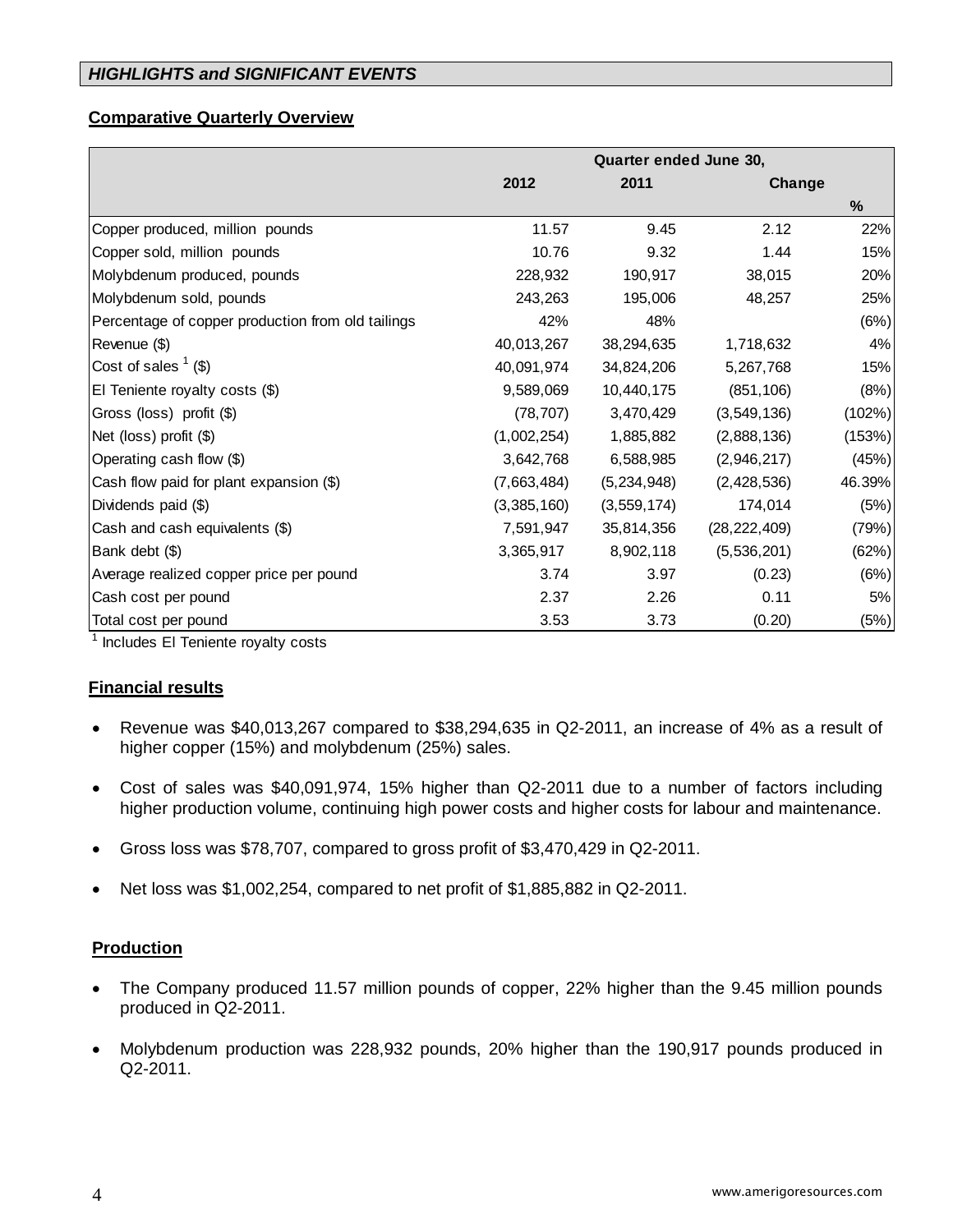## *HIGHLIGHTS and SIGNIFICANT EVENTS*

### Comparative Quarterly Overview

| | Quarter ended June 30, | | | |
|---|---|---|---|---|
| | 2012 | 2011 | Change | |
| | | | | % |
| Copper produced, million pounds | 11.57 | 9.45 | 2.12 | 22% |
| Copper sold, million pounds | 10.76 | 9.32 | 1.44 | 15% |
| Molybdenum produced, pounds | 228,932 | 190,917 | 38,015 | 20% |
| Molybdenum sold, pounds | 243,263 | 195,006 | 48,257 | 25% |
| Percentage of copper production from old tailings | 42% | 48% | | (6%) |
| Revenue ($) | 40,013,267 | 38,294,635 | 1,718,632 | 4% |
| Cost of sales [1] ($) | 40,091,974 | 34,824,206 | 5,267,768 | 15% |
| El Teniente royalty costs ($) | 9,589,069 | 10,440,175 | (851,106) | (8%) |
| Gross (loss) profit ($) | (78,707) | 3,470,429 | (3,549,136) | (102%) |
| Net (loss) profit ($) | (1,002,254) | 1,885,882 | (2,888,136) | (153%) |
| Operating cash flow ($) | 3,642,768 | 6,588,985 | (2,946,217) | (45%) |
| Cash flow paid for plant expansion ($) | (7,663,484) | (5,234,948) | (2,428,536) | 46.39% |
| Dividends paid ($) | (3,385,160) | (3,559,174) | 174,014 | (5%) |
| Cash and cash equivalents ($) | 7,591,947 | 35,814,356 | (28,222,409) | (79%) |
| Bank debt ($) | 3,365,917 | 8,902,118 | (5,536,201) | (62%) |
| Average realized copper price per pound | 3.74 | 3.97 | (0.23) | (6%) |
| Cash cost per pound | 2.37 | 2.26 | 0.11 | 5% |
| Total cost per pound | 3.53 | 3.73 | (0.20) | (5%) |

[1] Includes El Teniente royalty costs

### Financial results

- Revenue was $40,013,267 compared to $38,294,635 in Q2-2011, an increase of 4% as a result of higher copper (15%) and molybdenum (25%) sales.
- Cost of sales was $40,091,974, 15% higher than Q2-2011 due to a number of factors including higher production volume, continuing high power costs and higher costs for labour and maintenance.
- Gross loss was $78,707, compared to gross profit of $3,470,429 in Q2-2011.
- Net loss was $1,002,254, compared to net profit of $1,885,882 in Q2-2011.

### Production

- The Company produced 11.57 million pounds of copper, 22% higher than the 9.45 million pounds produced in Q2-2011.
- Molybdenum production was 228,932 pounds, 20% higher than the 190,917 pounds produced in Q2-2011.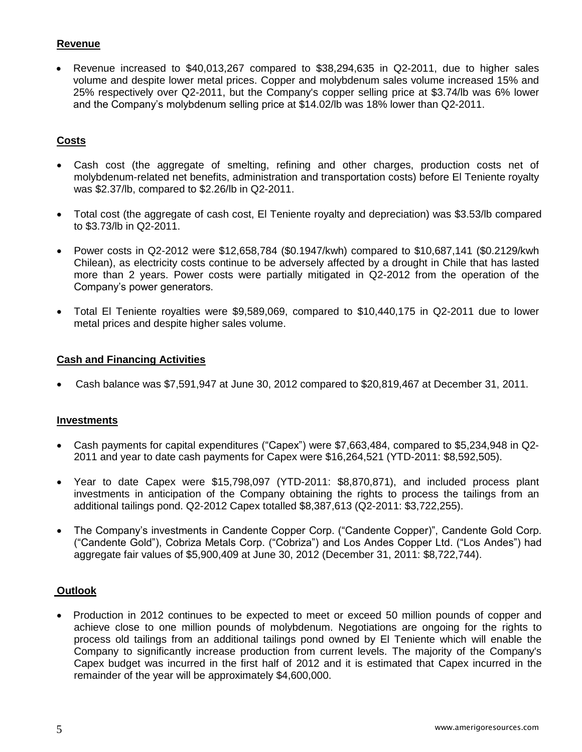**Revenue**

- Revenue increased to $40,013,267 compared to $38,294,635 in Q2-2011, due to higher sales volume and despite lower metal prices. Copper and molybdenum sales volume increased 15% and 25% respectively over Q2-2011, but the Company's copper selling price at $3.74/lb was 6% lower and the Company's molybdenum selling price at $14.02/lb was 18% lower than Q2-2011.

**Costs**

- Cash cost (the aggregate of smelting, refining and other charges, production costs net of molybdenum-related net benefits, administration and transportation costs) before El Teniente royalty was $2.37/lb, compared to $2.26/lb in Q2-2011.
- Total cost (the aggregate of cash cost, El Teniente royalty and depreciation) was $3.53/lb compared to $3.73/lb in Q2-2011.
- Power costs in Q2-2012 were $12,658,784 ($0.1947/kwh) compared to $10,687,141 ($0.2129/kwh Chilean), as electricity costs continue to be adversely affected by a drought in Chile that has lasted more than 2 years. Power costs were partially mitigated in Q2-2012 from the operation of the Company's power generators.
- Total El Teniente royalties were $9,589,069, compared to $10,440,175 in Q2-2011 due to lower metal prices and despite higher sales volume.

**Cash and Financing Activities**

- Cash balance was $7,591,947 at June 30, 2012 compared to $20,819,467 at December 31, 2011.

**Investments**

- Cash payments for capital expenditures ("Capex") were $7,663,484, compared to $5,234,948 in Q2-2011 and year to date cash payments for Capex were $16,264,521 (YTD-2011: $8,592,505).
- Year to date Capex were $15,798,097 (YTD-2011: $8,870,871), and included process plant investments in anticipation of the Company obtaining the rights to process the tailings from an additional tailings pond. Q2-2012 Capex totalled $8,387,613 (Q2-2011: $3,722,255).
- The Company's investments in Candente Copper Corp. ("Candente Copper)", Candente Gold Corp. ("Candente Gold"), Cobriza Metals Corp. ("Cobriza") and Los Andes Copper Ltd. ("Los Andes") had aggregate fair values of $5,900,409 at June 30, 2012 (December 31, 2011: $8,722,744).

**Outlook**

- Production in 2012 continues to be expected to meet or exceed 50 million pounds of copper and achieve close to one million pounds of molybdenum. Negotiations are ongoing for the rights to process old tailings from an additional tailings pond owned by El Teniente which will enable the Company to significantly increase production from current levels. The majority of the Company's Capex budget was incurred in the first half of 2012 and it is estimated that Capex incurred in the remainder of the year will be approximately $4,600,000.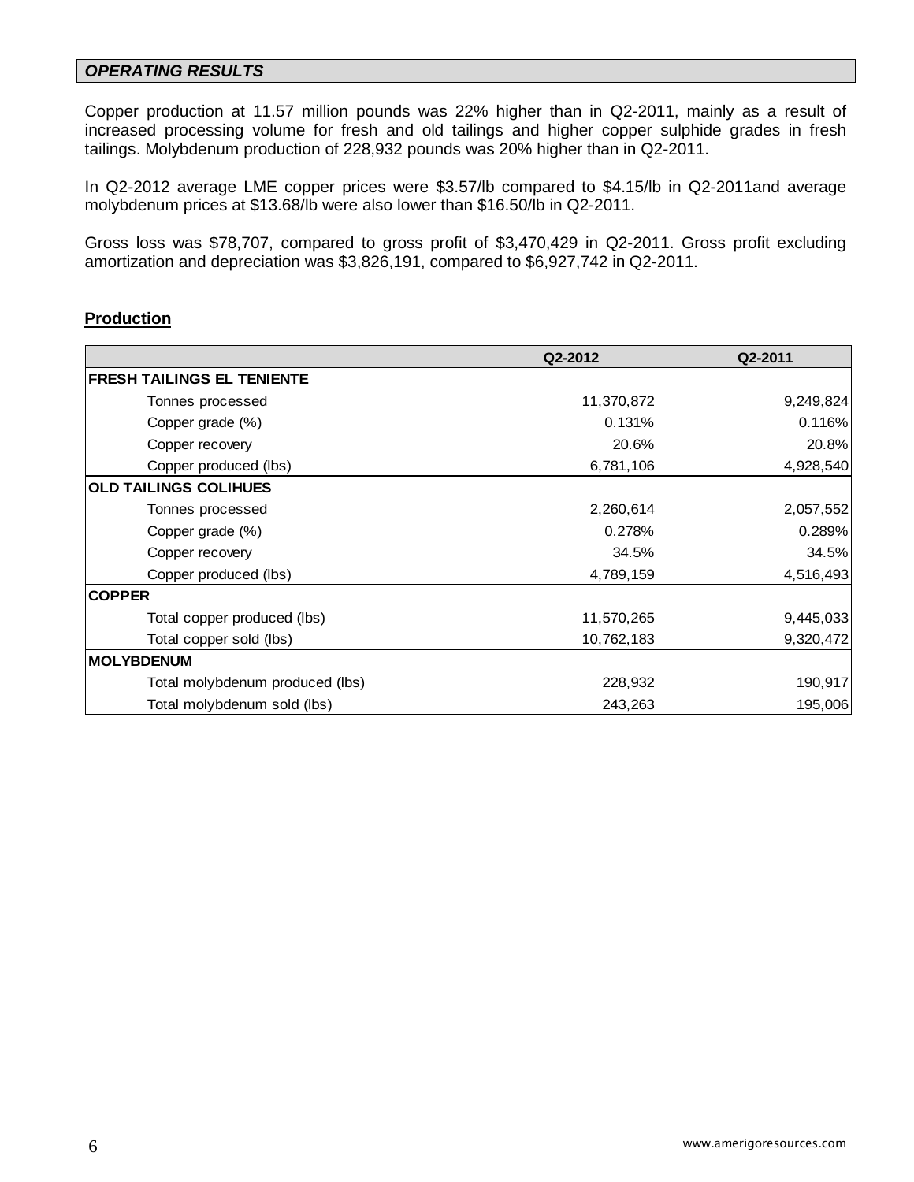## *OPERATING RESULTS*

Copper production at 11.57 million pounds was 22% higher than in Q2-2011, mainly as a result of increased processing volume for fresh and old tailings and higher copper sulphide grades in fresh tailings. Molybdenum production of 228,932 pounds was 20% higher than in Q2-2011.

In Q2-2012 average LME copper prices were $3.57/lb compared to $4.15/lb in Q2-2011and average molybdenum prices at $13.68/lb were also lower than $16.50/lb in Q2-2011.

Gross loss was $78,707, compared to gross profit of $3,470,429 in Q2-2011. Gross profit excluding amortization and depreciation was $3,826,191, compared to $6,927,742 in Q2-2011.

### **Production**

| | Q2-2012 | Q2-2011 |
|---|---|---|
| **FRESH TAILINGS EL TENIENTE** | | |
| Tonnes processed | 11,370,872 | 9,249,824 |
| Copper grade (%) | 0.131% | 0.116% |
| Copper recovery | 20.6% | 20.8% |
| Copper produced (lbs) | 6,781,106 | 4,928,540 |
| **OLD TAILINGS COLIHUES** | | |
| Tonnes processed | 2,260,614 | 2,057,552 |
| Copper grade (%) | 0.278% | 0.289% |
| Copper recovery | 34.5% | 34.5% |
| Copper produced (lbs) | 4,789,159 | 4,516,493 |
| **COPPER** | | |
| Total copper produced (lbs) | 11,570,265 | 9,445,033 |
| Total copper sold (lbs) | 10,762,183 | 9,320,472 |
| **MOLYBDENUM** | | |
| Total molybdenum produced (lbs) | 228,932 | 190,917 |
| Total molybdenum sold (lbs) | 243,263 | 195,006 |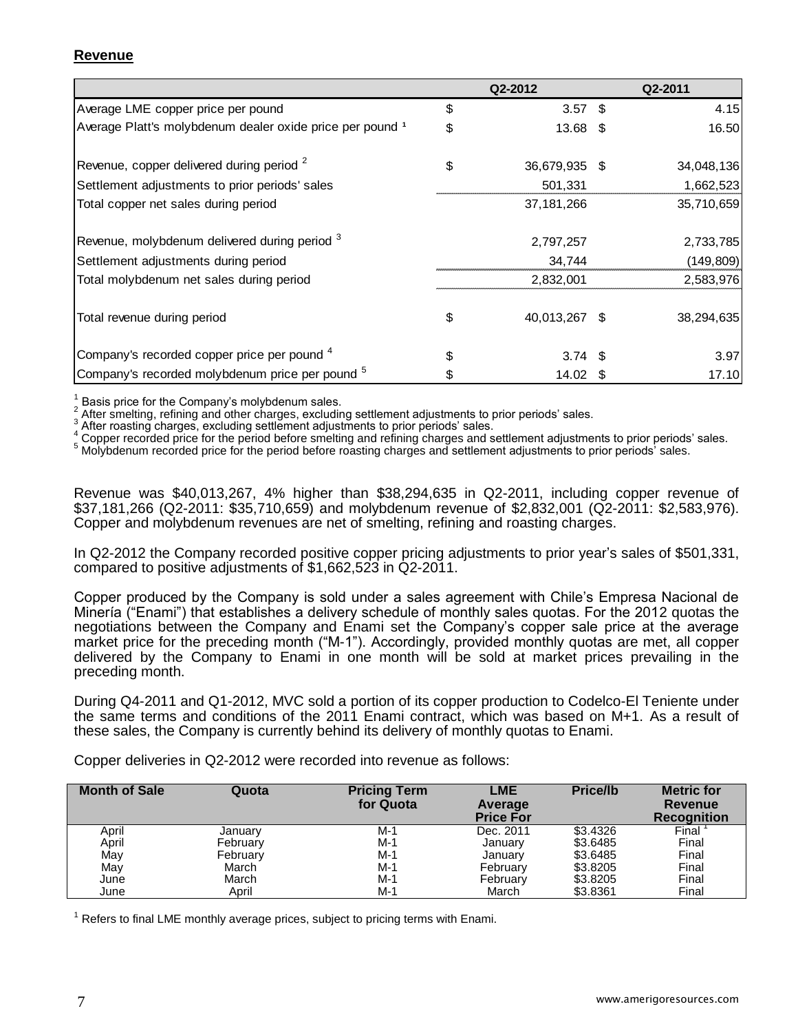## Revenue

| | Q2-2012 | Q2-2011 |
|---|---|---|
| Average LME copper price per pound | $ 3.57 | $ 4.15 |
| Average Platt's molybdenum dealer oxide price per pound [1] | $ 13.68 | $ 16.50 |
| Revenue, copper delivered during period [2] | $ 36,679,935 | $ 34,048,136 |
| Settlement adjustments to prior periods' sales | 501,331 | 1,662,523 |
| Total copper net sales during period | 37,181,266 | 35,710,659 |
| Revenue, molybdenum delivered during period [3] | 2,797,257 | 2,733,785 |
| Settlement adjustments during period | 34,744 | (149,809) |
| Total molybdenum net sales during period | 2,832,001 | 2,583,976 |
| Total revenue during period | $ 40,013,267 | $ 38,294,635 |
| Company's recorded copper price per pound [4] | $ 3.74 | $ 3.97 |
| Company's recorded molybdenum price per pound [5] | $ 14.02 | $ 17.10 |

[1] Basis price for the Company's molybdenum sales.
[2] After smelting, refining and other charges, excluding settlement adjustments to prior periods' sales.
[3] After roasting charges, excluding settlement adjustments to prior periods' sales.
[4] Copper recorded price for the period before smelting and refining charges and settlement adjustments to prior periods' sales.
[5] Molybdenum recorded price for the period before roasting charges and settlement adjustments to prior periods' sales.

Revenue was $40,013,267, 4% higher than $38,294,635 in Q2-2011, including copper revenue of $37,181,266 (Q2-2011: $35,710,659) and molybdenum revenue of $2,832,001 (Q2-2011: $2,583,976). Copper and molybdenum revenues are net of smelting, refining and roasting charges.

In Q2-2012 the Company recorded positive copper pricing adjustments to prior year's sales of $501,331, compared to positive adjustments of $1,662,523 in Q2-2011.

Copper produced by the Company is sold under a sales agreement with Chile's Empresa Nacional de Minería ("Enami") that establishes a delivery schedule of monthly sales quotas. For the 2012 quotas the negotiations between the Company and Enami set the Company's copper sale price at the average market price for the preceding month ("M-1"). Accordingly, provided monthly quotas are met, all copper delivered by the Company to Enami in one month will be sold at market prices prevailing in the preceding month.

During Q4-2011 and Q1-2012, MVC sold a portion of its copper production to Codelco-El Teniente under the same terms and conditions of the 2011 Enami contract, which was based on M+1. As a result of these sales, the Company is currently behind its delivery of monthly quotas to Enami.

Copper deliveries in Q2-2012 were recorded into revenue as follows:

| Month of Sale | Quota | Pricing Term for Quota | LME Average Price For | Price/lb | Metric for Revenue Recognition |
|---|---|---|---|---|---|
| April | January | M-1 | Dec. 2011 | $3.4326 | Final [1] |
| April | February | M-1 | January | $3.6485 | Final |
| May | February | M-1 | January | $3.6485 | Final |
| May | March | M-1 | February | $3.8205 | Final |
| June | March | M-1 | February | $3.8205 | Final |
| June | April | M-1 | March | $3.8361 | Final |

[1] Refers to final LME monthly average prices, subject to pricing terms with Enami.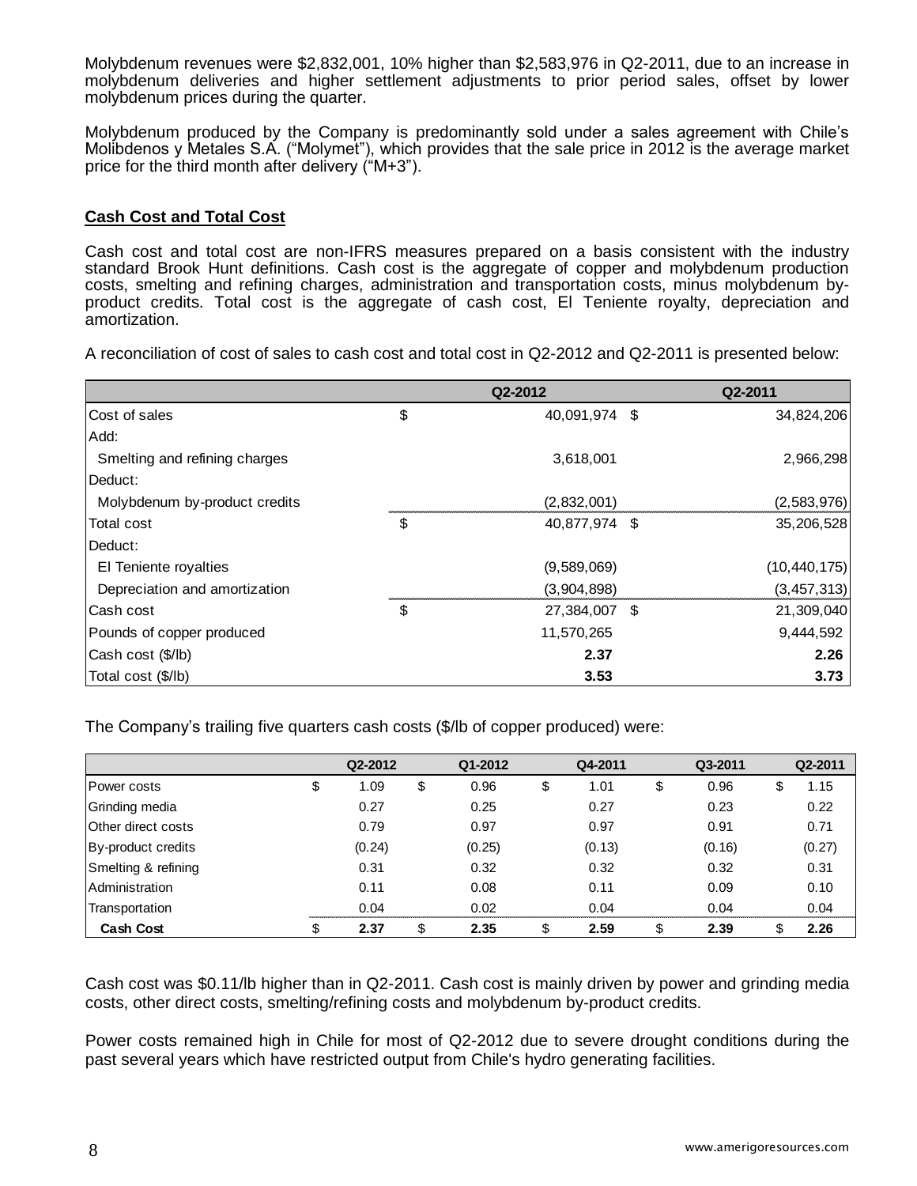Molybdenum revenues were $2,832,001, 10% higher than $2,583,976 in Q2-2011, due to an increase in molybdenum deliveries and higher settlement adjustments to prior period sales, offset by lower molybdenum prices during the quarter.

Molybdenum produced by the Company is predominantly sold under a sales agreement with Chile's Molibdenos y Metales S.A. ("Molymet"), which provides that the sale price in 2012 is the average market price for the third month after delivery ("M+3").

## Cash Cost and Total Cost

Cash cost and total cost are non-IFRS measures prepared on a basis consistent with the industry standard Brook Hunt definitions. Cash cost is the aggregate of copper and molybdenum production costs, smelting and refining charges, administration and transportation costs, minus molybdenum by-product credits. Total cost is the aggregate of cash cost, El Teniente royalty, depreciation and amortization.

A reconciliation of cost of sales to cash cost and total cost in Q2-2012 and Q2-2011 is presented below:

| | Q2-2012 | Q2-2011 |
|---|---|---|
| Cost of sales | $ 40,091,974 | $ 34,824,206 |
| Add: | | |
| Smelting and refining charges | 3,618,001 | 2,966,298 |
| Deduct: | | |
| Molybdenum by-product credits | (2,832,001) | (2,583,976) |
| Total cost | $ 40,877,974 | $ 35,206,528 |
| Deduct: | | |
| El Teniente royalties | (9,589,069) | (10,440,175) |
| Depreciation and amortization | (3,904,898) | (3,457,313) |
| Cash cost | $ 27,384,007 | $ 21,309,040 |
| Pounds of copper produced | 11,570,265 | 9,444,592 |
| Cash cost ($/lb) | **2.37** | **2.26** |
| Total cost ($/lb) | **3.53** | **3.73** |

The Company's trailing five quarters cash costs ($/lb of copper produced) were:

| | Q2-2012 | Q1-2012 | Q4-2011 | Q3-2011 | Q2-2011 |
|---|---|---|---|---|---|
| Power costs | $ 1.09 | $ 0.96 | $ 1.01 | $ 0.96 | $ 1.15 |
| Grinding media | 0.27 | 0.25 | 0.27 | 0.23 | 0.22 |
| Other direct costs | 0.79 | 0.97 | 0.97 | 0.91 | 0.71 |
| By-product credits | (0.24) | (0.25) | (0.13) | (0.16) | (0.27) |
| Smelting & refining | 0.31 | 0.32 | 0.32 | 0.32 | 0.31 |
| Administration | 0.11 | 0.08 | 0.11 | 0.09 | 0.10 |
| Transportation | 0.04 | 0.02 | 0.04 | 0.04 | 0.04 |
| **Cash Cost** | **$ 2.37** | **$ 2.35** | **$ 2.59** | **$ 2.39** | **$ 2.26** |

Cash cost was $0.11/lb higher than in Q2-2011. Cash cost is mainly driven by power and grinding media costs, other direct costs, smelting/refining costs and molybdenum by-product credits.

Power costs remained high in Chile for most of Q2-2012 due to severe drought conditions during the past several years which have restricted output from Chile's hydro generating facilities.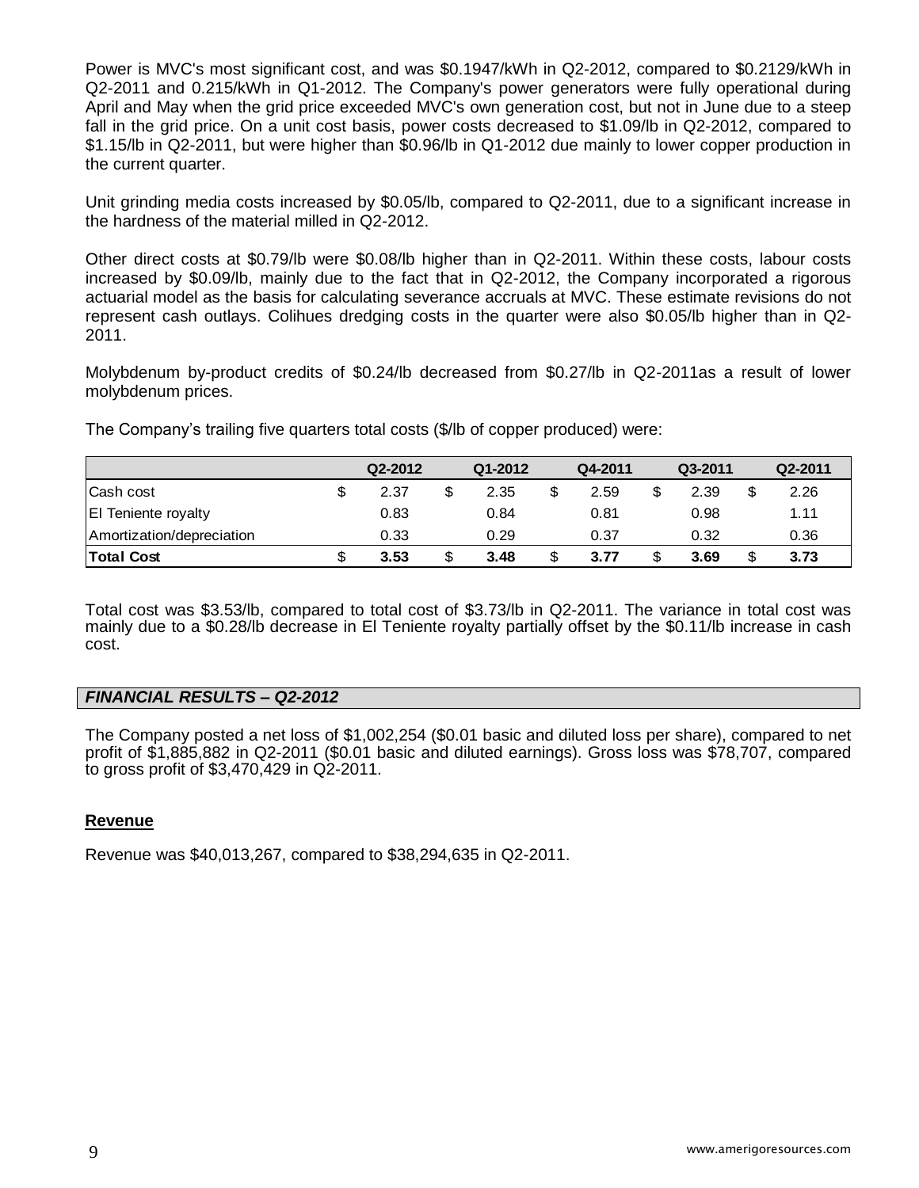Power is MVC's most significant cost, and was $0.1947/kWh in Q2-2012, compared to $0.2129/kWh in Q2-2011 and 0.215/kWh in Q1-2012. The Company's power generators were fully operational during April and May when the grid price exceeded MVC's own generation cost, but not in June due to a steep fall in the grid price. On a unit cost basis, power costs decreased to $1.09/lb in Q2-2012, compared to $1.15/lb in Q2-2011, but were higher than $0.96/lb in Q1-2012 due mainly to lower copper production in the current quarter.

Unit grinding media costs increased by $0.05/lb, compared to Q2-2011, due to a significant increase in the hardness of the material milled in Q2-2012.

Other direct costs at $0.79/lb were $0.08/lb higher than in Q2-2011. Within these costs, labour costs increased by $0.09/lb, mainly due to the fact that in Q2-2012, the Company incorporated a rigorous actuarial model as the basis for calculating severance accruals at MVC. These estimate revisions do not represent cash outlays. Colihues dredging costs in the quarter were also $0.05/lb higher than in Q2-2011.

Molybdenum by-product credits of $0.24/lb decreased from $0.27/lb in Q2-2011as a result of lower molybdenum prices.

The Company's trailing five quarters total costs ($/lb of copper produced) were:

| | Q2-2012 | Q1-2012 | Q4-2011 | Q3-2011 | Q2-2011 |
|---|---|---|---|---|---|
| Cash cost | $ 2.37 | $ 2.35 | $ 2.59 | $ 2.39 | $ 2.26 |
| El Teniente royalty | 0.83 | 0.84 | 0.81 | 0.98 | 1.11 |
| Amortization/depreciation | 0.33 | 0.29 | 0.37 | 0.32 | 0.36 |
| **Total Cost** | **$ 3.53** | **$ 3.48** | **$ 3.77** | **$ 3.69** | **$ 3.73** |

Total cost was $3.53/lb, compared to total cost of $3.73/lb in Q2-2011. The variance in total cost was mainly due to a $0.28/lb decrease in El Teniente royalty partially offset by the $0.11/lb increase in cash cost.

## *FINANCIAL RESULTS – Q2-2012*

The Company posted a net loss of $1,002,254 ($0.01 basic and diluted loss per share), compared to net profit of $1,885,882 in Q2-2011 ($0.01 basic and diluted earnings). Gross loss was $78,707, compared to gross profit of $3,470,429 in Q2-2011.

### Revenue

Revenue was $40,013,267, compared to $38,294,635 in Q2-2011.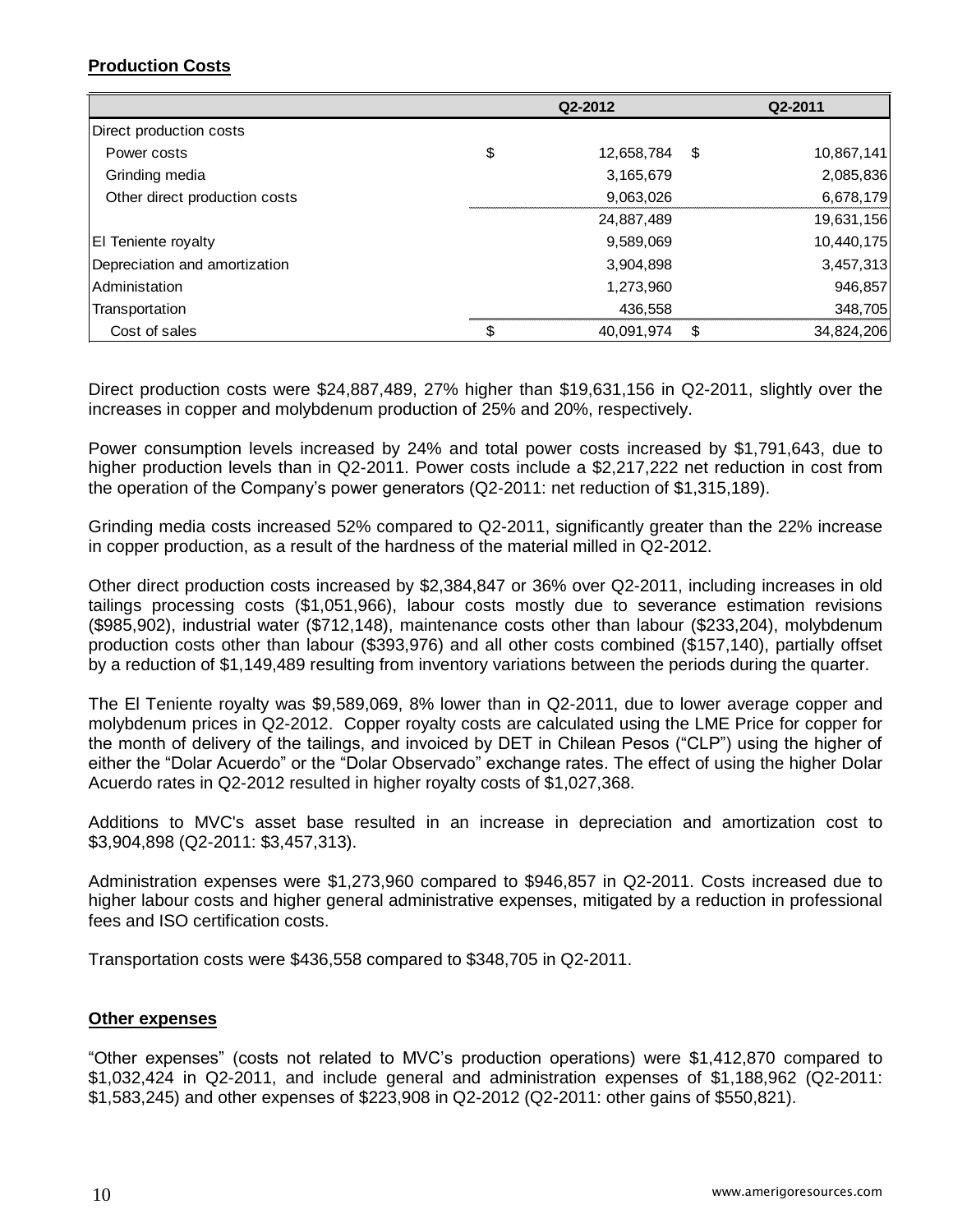## Production Costs

| | Q2-2012 | Q2-2011 |
|---|---|---|
| Direct production costs | | |
| Power costs | $ 12,658,784 | $ 10,867,141 |
| Grinding media | 3,165,679 | 2,085,836 |
| Other direct production costs | 9,063,026 | 6,678,179 |
| | 24,887,489 | 19,631,156 |
| El Teniente royalty | 9,589,069 | 10,440,175 |
| Depreciation and amortization | 3,904,898 | 3,457,313 |
| Administation | 1,273,960 | 946,857 |
| Transportation | 436,558 | 348,705 |
| Cost of sales | $ 40,091,974 | $ 34,824,206 |

Direct production costs were $24,887,489, 27% higher than $19,631,156 in Q2-2011, slightly over the increases in copper and molybdenum production of 25% and 20%, respectively.

Power consumption levels increased by 24% and total power costs increased by $1,791,643, due to higher production levels than in Q2-2011. Power costs include a $2,217,222 net reduction in cost from the operation of the Company's power generators (Q2-2011: net reduction of $1,315,189).

Grinding media costs increased 52% compared to Q2-2011, significantly greater than the 22% increase in copper production, as a result of the hardness of the material milled in Q2-2012.

Other direct production costs increased by $2,384,847 or 36% over Q2-2011, including increases in old tailings processing costs ($1,051,966), labour costs mostly due to severance estimation revisions ($985,902), industrial water ($712,148), maintenance costs other than labour ($233,204), molybdenum production costs other than labour ($393,976) and all other costs combined ($157,140), partially offset by a reduction of $1,149,489 resulting from inventory variations between the periods during the quarter.

The El Teniente royalty was $9,589,069, 8% lower than in Q2-2011, due to lower average copper and molybdenum prices in Q2-2012. Copper royalty costs are calculated using the LME Price for copper for the month of delivery of the tailings, and invoiced by DET in Chilean Pesos ("CLP") using the higher of either the "Dolar Acuerdo" or the "Dolar Observado" exchange rates. The effect of using the higher Dolar Acuerdo rates in Q2-2012 resulted in higher royalty costs of $1,027,368.

Additions to MVC's asset base resulted in an increase in depreciation and amortization cost to $3,904,898 (Q2-2011: $3,457,313).

Administration expenses were $1,273,960 compared to $946,857 in Q2-2011. Costs increased due to higher labour costs and higher general administrative expenses, mitigated by a reduction in professional fees and ISO certification costs.

Transportation costs were $436,558 compared to $348,705 in Q2-2011.

## Other expenses

"Other expenses" (costs not related to MVC's production operations) were $1,412,870 compared to $1,032,424 in Q2-2011, and include general and administration expenses of $1,188,962 (Q2-2011: $1,583,245) and other expenses of $223,908 in Q2-2012 (Q2-2011: other gains of $550,821).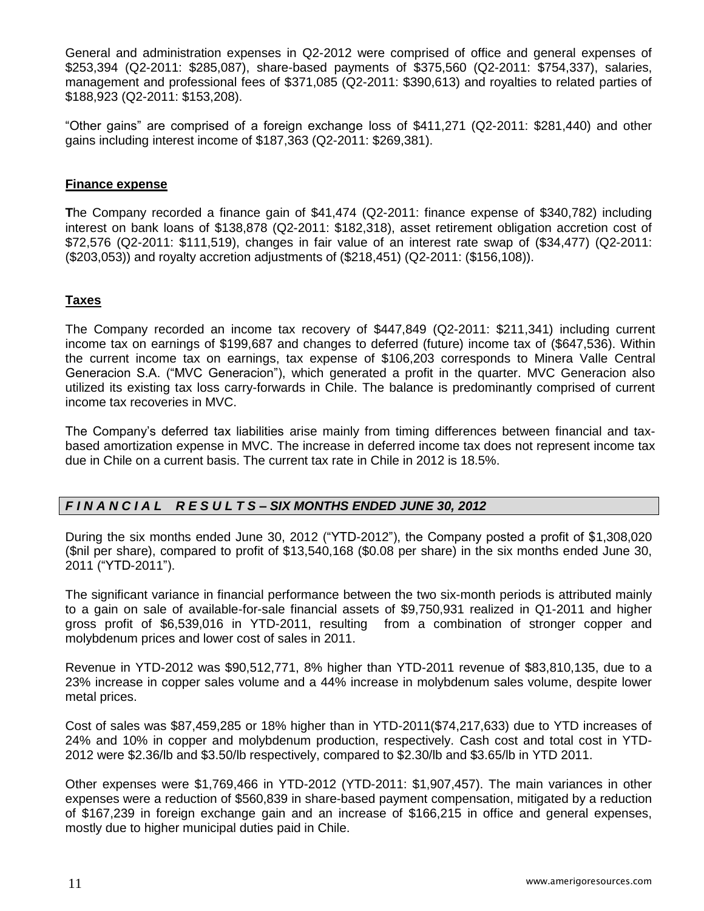General and administration expenses in Q2-2012 were comprised of office and general expenses of $253,394 (Q2-2011: $285,087), share-based payments of $375,560 (Q2-2011: $754,337), salaries, management and professional fees of $371,085 (Q2-2011: $390,613) and royalties to related parties of $188,923 (Q2-2011: $153,208).

"Other gains" are comprised of a foreign exchange loss of $411,271 (Q2-2011: $281,440) and other gains including interest income of $187,363 (Q2-2011: $269,381).

## Finance expense

**T**he Company recorded a finance gain of $41,474 (Q2-2011: finance expense of $340,782) including interest on bank loans of $138,878 (Q2-2011: $182,318), asset retirement obligation accretion cost of $72,576 (Q2-2011: $111,519), changes in fair value of an interest rate swap of ($34,477) (Q2-2011: ($203,053)) and royalty accretion adjustments of ($218,451) (Q2-2011: ($156,108)).

## Taxes

The Company recorded an income tax recovery of $447,849 (Q2-2011: $211,341) including current income tax on earnings of $199,687 and changes to deferred (future) income tax of ($647,536). Within the current income tax on earnings, tax expense of $106,203 corresponds to Minera Valle Central Generacion S.A. ("MVC Generacion"), which generated a profit in the quarter. MVC Generacion also utilized its existing tax loss carry-forwards in Chile. The balance is predominantly comprised of current income tax recoveries in MVC.

The Company's deferred tax liabilities arise mainly from timing differences between financial and tax-based amortization expense in MVC. The increase in deferred income tax does not represent income tax due in Chile on a current basis. The current tax rate in Chile in 2012 is 18.5%.

## *FINANCIAL RESULTS – SIX MONTHS ENDED JUNE 30, 2012*

During the six months ended June 30, 2012 ("YTD-2012"), the Company posted a profit of $1,308,020 ($nil per share), compared to profit of $13,540,168 ($0.08 per share) in the six months ended June 30, 2011 ("YTD-2011").

The significant variance in financial performance between the two six-month periods is attributed mainly to a gain on sale of available-for-sale financial assets of $9,750,931 realized in Q1-2011 and higher gross profit of $6,539,016 in YTD-2011, resulting from a combination of stronger copper and molybdenum prices and lower cost of sales in 2011.

Revenue in YTD-2012 was $90,512,771, 8% higher than YTD-2011 revenue of $83,810,135, due to a 23% increase in copper sales volume and a 44% increase in molybdenum sales volume, despite lower metal prices.

Cost of sales was $87,459,285 or 18% higher than in YTD-2011($74,217,633) due to YTD increases of 24% and 10% in copper and molybdenum production, respectively. Cash cost and total cost in YTD-2012 were $2.36/lb and $3.50/lb respectively, compared to $2.30/lb and $3.65/lb in YTD 2011.

Other expenses were $1,769,466 in YTD-2012 (YTD-2011: $1,907,457). The main variances in other expenses were a reduction of $560,839 in share-based payment compensation, mitigated by a reduction of $167,239 in foreign exchange gain and an increase of $166,215 in office and general expenses, mostly due to higher municipal duties paid in Chile.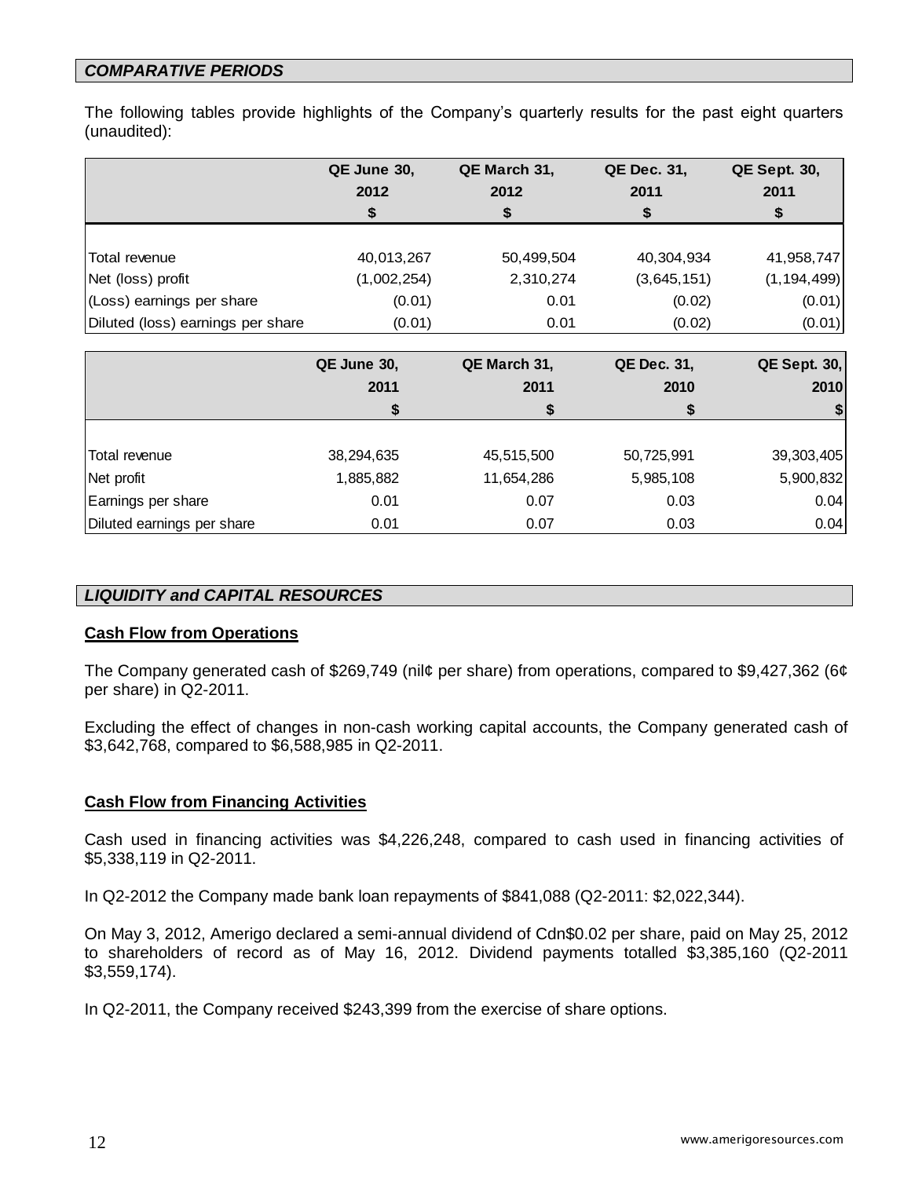## *COMPARATIVE PERIODS*

The following tables provide highlights of the Company's quarterly results for the past eight quarters (unaudited):

| | QE June 30, 2012 $ | QE March 31, 2012 $ | QE Dec. 31, 2011 $ | QE Sept. 30, 2011 $ |
|---|---|---|---|---|
| Total revenue | 40,013,267 | 50,499,504 | 40,304,934 | 41,958,747 |
| Net (loss) profit | (1,002,254) | 2,310,274 | (3,645,151) | (1,194,499) |
| (Loss) earnings per share | (0.01) | 0.01 | (0.02) | (0.01) |
| Diluted (loss) earnings per share | (0.01) | 0.01 | (0.02) | (0.01) |

| | QE June 30, 2011 $ | QE March 31, 2011 $ | QE Dec. 31, 2010 $ | QE Sept. 30, 2010 $ |
|---|---|---|---|---|
| Total revenue | 38,294,635 | 45,515,500 | 50,725,991 | 39,303,405 |
| Net profit | 1,885,882 | 11,654,286 | 5,985,108 | 5,900,832 |
| Earnings per share | 0.01 | 0.07 | 0.03 | 0.04 |
| Diluted earnings per share | 0.01 | 0.07 | 0.03 | 0.04 |

## *LIQUIDITY and CAPITAL RESOURCES*

### **Cash Flow from Operations**

The Company generated cash of $269,749 (nil¢ per share) from operations, compared to $9,427,362 (6¢ per share) in Q2-2011.

Excluding the effect of changes in non-cash working capital accounts, the Company generated cash of $3,642,768, compared to $6,588,985 in Q2-2011.

### **Cash Flow from Financing Activities**

Cash used in financing activities was $4,226,248, compared to cash used in financing activities of $5,338,119 in Q2-2011.

In Q2-2012 the Company made bank loan repayments of $841,088 (Q2-2011: $2,022,344).

On May 3, 2012, Amerigo declared a semi-annual dividend of Cdn$0.02 per share, paid on May 25, 2012 to shareholders of record as of May 16, 2012. Dividend payments totalled $3,385,160 (Q2-2011 $3,559,174).

In Q2-2011, the Company received $243,399 from the exercise of share options.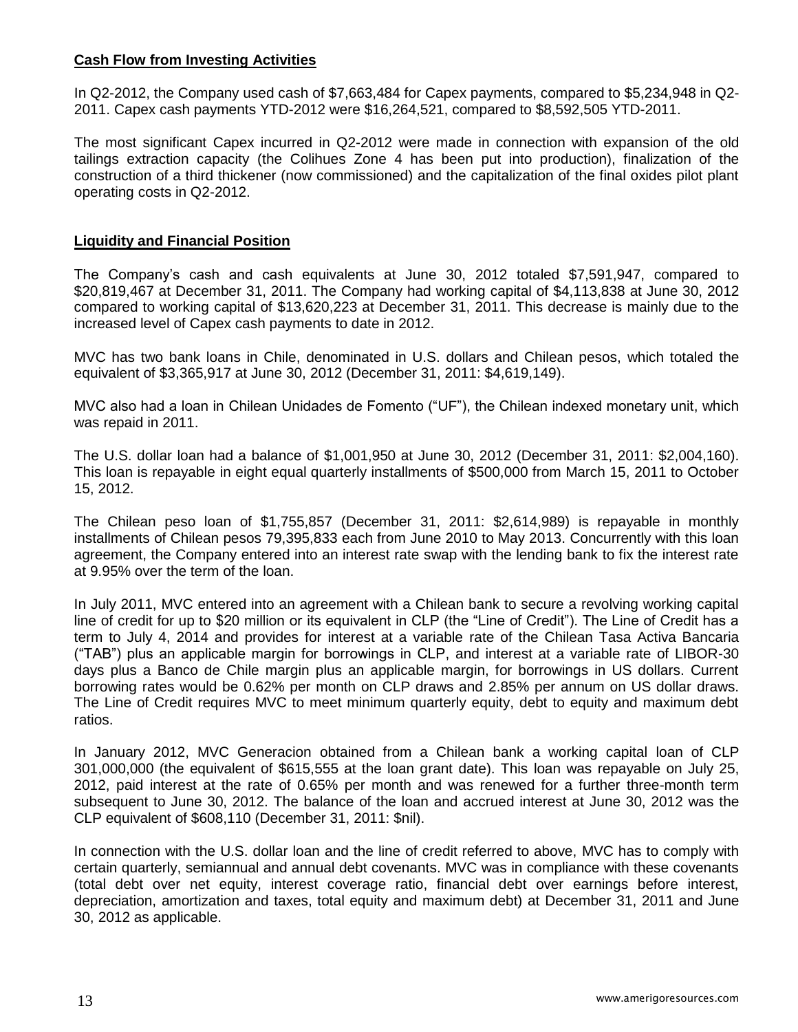**Cash Flow from Investing Activities**

In Q2-2012, the Company used cash of $7,663,484 for Capex payments, compared to $5,234,948 in Q2-2011. Capex cash payments YTD-2012 were $16,264,521, compared to $8,592,505 YTD-2011.

The most significant Capex incurred in Q2-2012 were made in connection with expansion of the old tailings extraction capacity (the Colihues Zone 4 has been put into production), finalization of the construction of a third thickener (now commissioned) and the capitalization of the final oxides pilot plant operating costs in Q2-2012.

**Liquidity and Financial Position**

The Company's cash and cash equivalents at June 30, 2012 totaled $7,591,947, compared to $20,819,467 at December 31, 2011. The Company had working capital of $4,113,838 at June 30, 2012 compared to working capital of $13,620,223 at December 31, 2011. This decrease is mainly due to the increased level of Capex cash payments to date in 2012.

MVC has two bank loans in Chile, denominated in U.S. dollars and Chilean pesos, which totaled the equivalent of $3,365,917 at June 30, 2012 (December 31, 2011: $4,619,149).

MVC also had a loan in Chilean Unidades de Fomento ("UF"), the Chilean indexed monetary unit, which was repaid in 2011.

The U.S. dollar loan had a balance of $1,001,950 at June 30, 2012 (December 31, 2011: $2,004,160). This loan is repayable in eight equal quarterly installments of $500,000 from March 15, 2011 to October 15, 2012.

The Chilean peso loan of $1,755,857 (December 31, 2011: $2,614,989) is repayable in monthly installments of Chilean pesos 79,395,833 each from June 2010 to May 2013. Concurrently with this loan agreement, the Company entered into an interest rate swap with the lending bank to fix the interest rate at 9.95% over the term of the loan.

In July 2011, MVC entered into an agreement with a Chilean bank to secure a revolving working capital line of credit for up to $20 million or its equivalent in CLP (the "Line of Credit"). The Line of Credit has a term to July 4, 2014 and provides for interest at a variable rate of the Chilean Tasa Activa Bancaria ("TAB") plus an applicable margin for borrowings in CLP, and interest at a variable rate of LIBOR-30 days plus a Banco de Chile margin plus an applicable margin, for borrowings in US dollars. Current borrowing rates would be 0.62% per month on CLP draws and 2.85% per annum on US dollar draws. The Line of Credit requires MVC to meet minimum quarterly equity, debt to equity and maximum debt ratios.

In January 2012, MVC Generacion obtained from a Chilean bank a working capital loan of CLP 301,000,000 (the equivalent of $615,555 at the loan grant date). This loan was repayable on July 25, 2012, paid interest at the rate of 0.65% per month and was renewed for a further three-month term subsequent to June 30, 2012. The balance of the loan and accrued interest at June 30, 2012 was the CLP equivalent of $608,110 (December 31, 2011: $nil).

In connection with the U.S. dollar loan and the line of credit referred to above, MVC has to comply with certain quarterly, semiannual and annual debt covenants. MVC was in compliance with these covenants (total debt over net equity, interest coverage ratio, financial debt over earnings before interest, depreciation, amortization and taxes, total equity and maximum debt) at December 31, 2011 and June 30, 2012 as applicable.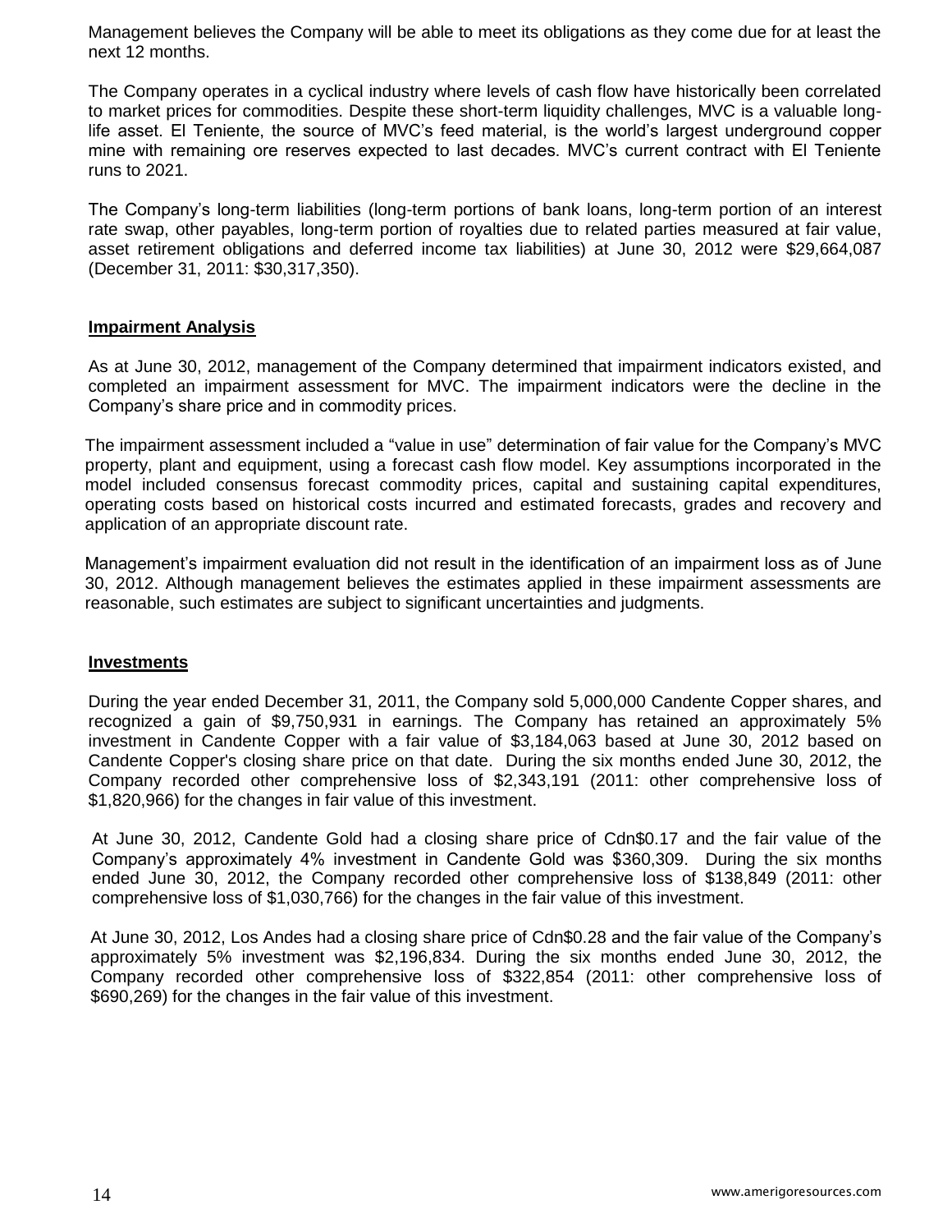Management believes the Company will be able to meet its obligations as they come due for at least the next 12 months.

The Company operates in a cyclical industry where levels of cash flow have historically been correlated to market prices for commodities. Despite these short-term liquidity challenges, MVC is a valuable long-life asset. El Teniente, the source of MVC's feed material, is the world's largest underground copper mine with remaining ore reserves expected to last decades. MVC's current contract with El Teniente runs to 2021.

The Company's long-term liabilities (long-term portions of bank loans, long-term portion of an interest rate swap, other payables, long-term portion of royalties due to related parties measured at fair value, asset retirement obligations and deferred income tax liabilities) at June 30, 2012 were $29,664,087 (December 31, 2011: $30,317,350).

## Impairment Analysis

As at June 30, 2012, management of the Company determined that impairment indicators existed, and completed an impairment assessment for MVC. The impairment indicators were the decline in the Company's share price and in commodity prices.

The impairment assessment included a "value in use" determination of fair value for the Company's MVC property, plant and equipment, using a forecast cash flow model. Key assumptions incorporated in the model included consensus forecast commodity prices, capital and sustaining capital expenditures, operating costs based on historical costs incurred and estimated forecasts, grades and recovery and application of an appropriate discount rate.

Management's impairment evaluation did not result in the identification of an impairment loss as of June 30, 2012. Although management believes the estimates applied in these impairment assessments are reasonable, such estimates are subject to significant uncertainties and judgments.

## Investments

During the year ended December 31, 2011, the Company sold 5,000,000 Candente Copper shares, and recognized a gain of $9,750,931 in earnings. The Company has retained an approximately 5% investment in Candente Copper with a fair value of $3,184,063 based at June 30, 2012 based on Candente Copper's closing share price on that date. During the six months ended June 30, 2012, the Company recorded other comprehensive loss of $2,343,191 (2011: other comprehensive loss of $1,820,966) for the changes in fair value of this investment.

At June 30, 2012, Candente Gold had a closing share price of Cdn$0.17 and the fair value of the Company's approximately 4% investment in Candente Gold was $360,309. During the six months ended June 30, 2012, the Company recorded other comprehensive loss of $138,849 (2011: other comprehensive loss of $1,030,766) for the changes in the fair value of this investment.

At June 30, 2012, Los Andes had a closing share price of Cdn$0.28 and the fair value of the Company's approximately 5% investment was $2,196,834. During the six months ended June 30, 2012, the Company recorded other comprehensive loss of $322,854 (2011: other comprehensive loss of $690,269) for the changes in the fair value of this investment.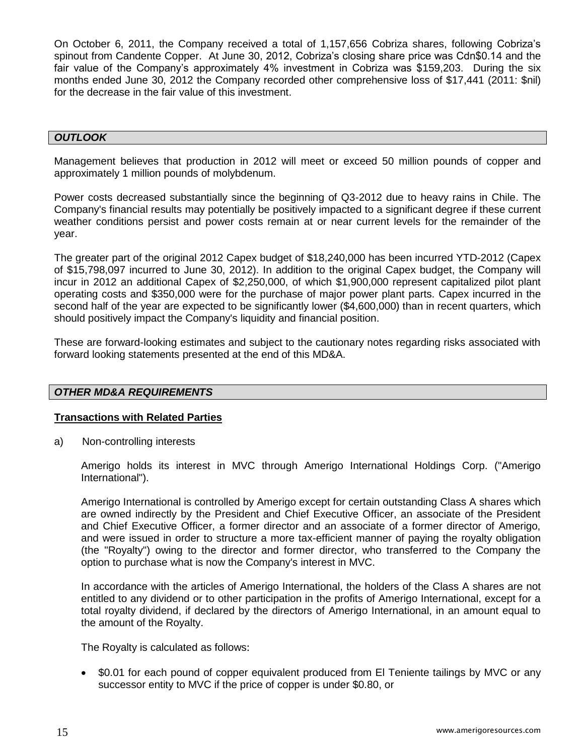On October 6, 2011, the Company received a total of 1,157,656 Cobriza shares, following Cobriza's spinout from Candente Copper. At June 30, 2012, Cobriza's closing share price was Cdn$0.14 and the fair value of the Company's approximately 4% investment in Cobriza was $159,203. During the six months ended June 30, 2012 the Company recorded other comprehensive loss of $17,441 (2011: $nil) for the decrease in the fair value of this investment.

## *OUTLOOK*

Management believes that production in 2012 will meet or exceed 50 million pounds of copper and approximately 1 million pounds of molybdenum.

Power costs decreased substantially since the beginning of Q3-2012 due to heavy rains in Chile. The Company's financial results may potentially be positively impacted to a significant degree if these current weather conditions persist and power costs remain at or near current levels for the remainder of the year.

The greater part of the original 2012 Capex budget of $18,240,000 has been incurred YTD-2012 (Capex of $15,798,097 incurred to June 30, 2012). In addition to the original Capex budget, the Company will incur in 2012 an additional Capex of $2,250,000, of which $1,900,000 represent capitalized pilot plant operating costs and $350,000 were for the purchase of major power plant parts. Capex incurred in the second half of the year are expected to be significantly lower ($4,600,000) than in recent quarters, which should positively impact the Company's liquidity and financial position.

These are forward-looking estimates and subject to the cautionary notes regarding risks associated with forward looking statements presented at the end of this MD&A.

## *OTHER MD&A REQUIREMENTS*

### Transactions with Related Parties

a) Non-controlling interests

Amerigo holds its interest in MVC through Amerigo International Holdings Corp. ("Amerigo International").

Amerigo International is controlled by Amerigo except for certain outstanding Class A shares which are owned indirectly by the President and Chief Executive Officer, an associate of the President and Chief Executive Officer, a former director and an associate of a former director of Amerigo, and were issued in order to structure a more tax-efficient manner of paying the royalty obligation (the "Royalty") owing to the director and former director, who transferred to the Company the option to purchase what is now the Company's interest in MVC.

In accordance with the articles of Amerigo International, the holders of the Class A shares are not entitled to any dividend or to other participation in the profits of Amerigo International, except for a total royalty dividend, if declared by the directors of Amerigo International, in an amount equal to the amount of the Royalty.

The Royalty is calculated as follows:

- $0.01 for each pound of copper equivalent produced from El Teniente tailings by MVC or any successor entity to MVC if the price of copper is under $0.80, or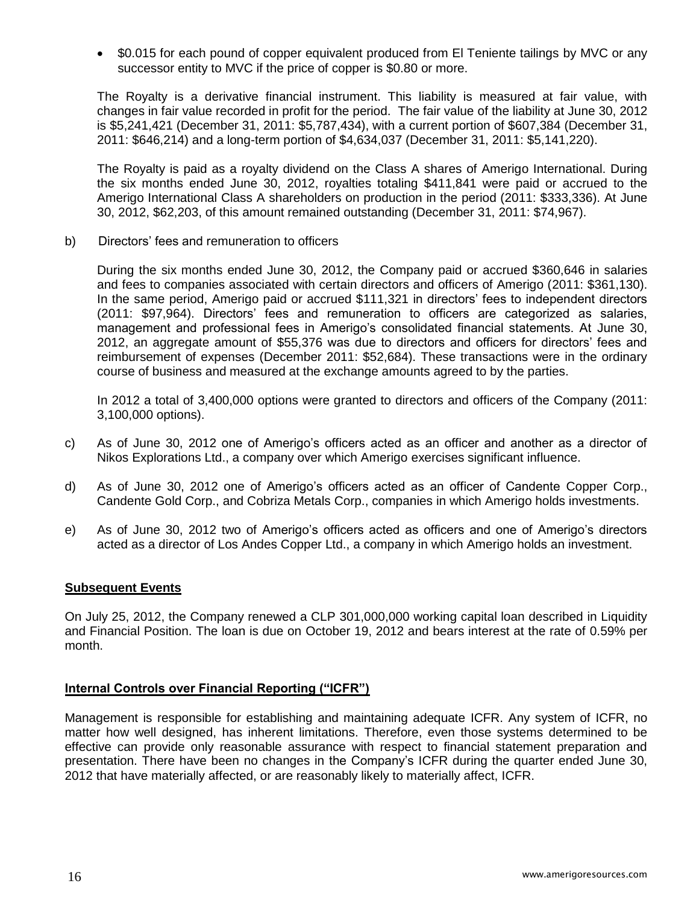- $0.015 for each pound of copper equivalent produced from El Teniente tailings by MVC or any successor entity to MVC if the price of copper is $0.80 or more.

The Royalty is a derivative financial instrument. This liability is measured at fair value, with changes in fair value recorded in profit for the period. The fair value of the liability at June 30, 2012 is $5,241,421 (December 31, 2011: $5,787,434), with a current portion of $607,384 (December 31, 2011: $646,214) and a long-term portion of $4,634,037 (December 31, 2011: $5,141,220).

The Royalty is paid as a royalty dividend on the Class A shares of Amerigo International. During the six months ended June 30, 2012, royalties totaling $411,841 were paid or accrued to the Amerigo International Class A shareholders on production in the period (2011: $333,336). At June 30, 2012, $62,203, of this amount remained outstanding (December 31, 2011: $74,967).

b) Directors' fees and remuneration to officers

During the six months ended June 30, 2012, the Company paid or accrued $360,646 in salaries and fees to companies associated with certain directors and officers of Amerigo (2011: $361,130). In the same period, Amerigo paid or accrued $111,321 in directors' fees to independent directors (2011: $97,964). Directors' fees and remuneration to officers are categorized as salaries, management and professional fees in Amerigo's consolidated financial statements. At June 30, 2012, an aggregate amount of $55,376 was due to directors and officers for directors' fees and reimbursement of expenses (December 2011: $52,684). These transactions were in the ordinary course of business and measured at the exchange amounts agreed to by the parties.

In 2012 a total of 3,400,000 options were granted to directors and officers of the Company (2011: 3,100,000 options).

c) As of June 30, 2012 one of Amerigo's officers acted as an officer and another as a director of Nikos Explorations Ltd., a company over which Amerigo exercises significant influence.

d) As of June 30, 2012 one of Amerigo's officers acted as an officer of Candente Copper Corp., Candente Gold Corp., and Cobriza Metals Corp., companies in which Amerigo holds investments.

e) As of June 30, 2012 two of Amerigo's officers acted as officers and one of Amerigo's directors acted as a director of Los Andes Copper Ltd., a company in which Amerigo holds an investment.

## Subsequent Events

On July 25, 2012, the Company renewed a CLP 301,000,000 working capital loan described in Liquidity and Financial Position. The loan is due on October 19, 2012 and bears interest at the rate of 0.59% per month.

## Internal Controls over Financial Reporting ("ICFR")

Management is responsible for establishing and maintaining adequate ICFR. Any system of ICFR, no matter how well designed, has inherent limitations. Therefore, even those systems determined to be effective can provide only reasonable assurance with respect to financial statement preparation and presentation. There have been no changes in the Company's ICFR during the quarter ended June 30, 2012 that have materially affected, or are reasonably likely to materially affect, ICFR.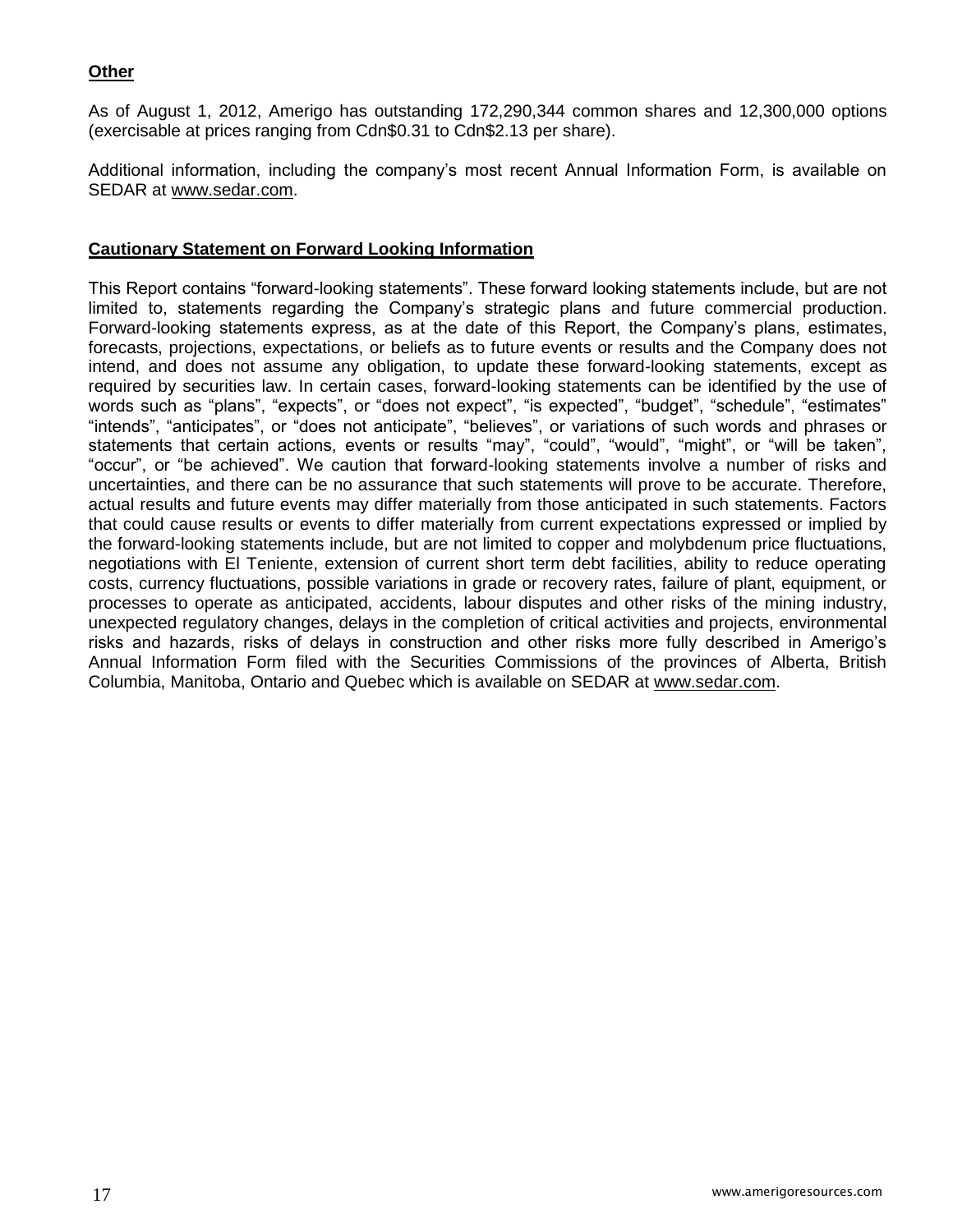**Other**

As of August 1, 2012, Amerigo has outstanding 172,290,344 common shares and 12,300,000 options (exercisable at prices ranging from Cdn$0.31 to Cdn$2.13 per share).

Additional information, including the company's most recent Annual Information Form, is available on SEDAR at www.sedar.com.

**Cautionary Statement on Forward Looking Information**

This Report contains "forward-looking statements". These forward looking statements include, but are not limited to, statements regarding the Company's strategic plans and future commercial production. Forward-looking statements express, as at the date of this Report, the Company's plans, estimates, forecasts, projections, expectations, or beliefs as to future events or results and the Company does not intend, and does not assume any obligation, to update these forward-looking statements, except as required by securities law. In certain cases, forward-looking statements can be identified by the use of words such as "plans", "expects", or "does not expect", "is expected", "budget", "schedule", "estimates" "intends", "anticipates", or "does not anticipate", "believes", or variations of such words and phrases or statements that certain actions, events or results "may", "could", "would", "might", or "will be taken", "occur", or "be achieved". We caution that forward-looking statements involve a number of risks and uncertainties, and there can be no assurance that such statements will prove to be accurate. Therefore, actual results and future events may differ materially from those anticipated in such statements. Factors that could cause results or events to differ materially from current expectations expressed or implied by the forward-looking statements include, but are not limited to copper and molybdenum price fluctuations, negotiations with El Teniente, extension of current short term debt facilities, ability to reduce operating costs, currency fluctuations, possible variations in grade or recovery rates, failure of plant, equipment, or processes to operate as anticipated, accidents, labour disputes and other risks of the mining industry, unexpected regulatory changes, delays in the completion of critical activities and projects, environmental risks and hazards, risks of delays in construction and other risks more fully described in Amerigo's Annual Information Form filed with the Securities Commissions of the provinces of Alberta, British Columbia, Manitoba, Ontario and Quebec which is available on SEDAR at www.sedar.com.